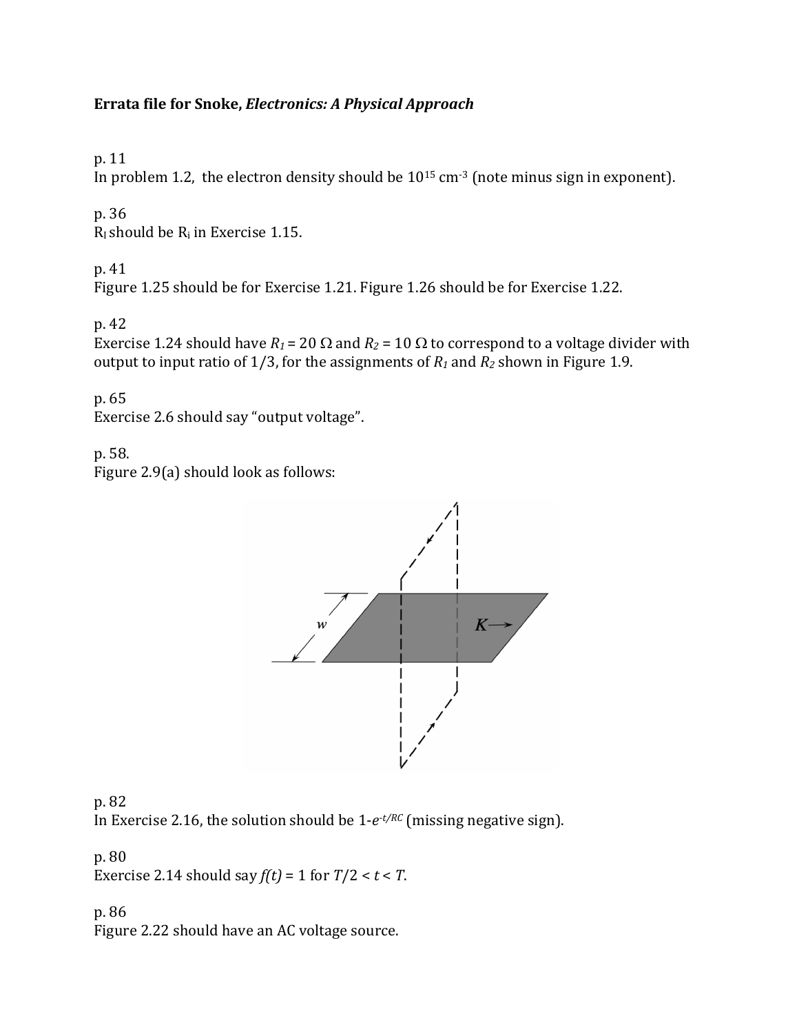**Errata file for Snoke, *Electronics: A Physical Approach***

p. 11
In problem 1.2, the electron density should be $10^{15}$ cm$^{-3}$ (note minus sign in exponent).

p. 36
$R_I$ should be $R_i$ in Exercise 1.15.

p. 41
Figure 1.25 should be for Exercise 1.21. Figure 1.26 should be for Exercise 1.22.

p. 42
Exercise 1.24 should have $R_1 = 20\ \Omega$ and $R_2 = 10\ \Omega$ to correspond to a voltage divider with output to input ratio of 1/3, for the assignments of $R_1$ and $R_2$ shown in Figure 1.9.

p. 65
Exercise 2.6 should say "output voltage".

p. 58.
Figure 2.9(a) should look as follows:

p. 82
In Exercise 2.16, the solution should be $1\text{-}e^{-t/RC}$ (missing negative sign).

p. 80
Exercise 2.14 should say $f(t) = 1$ for $T/2 < t < T$.

p. 86
Figure 2.22 should have an AC voltage source.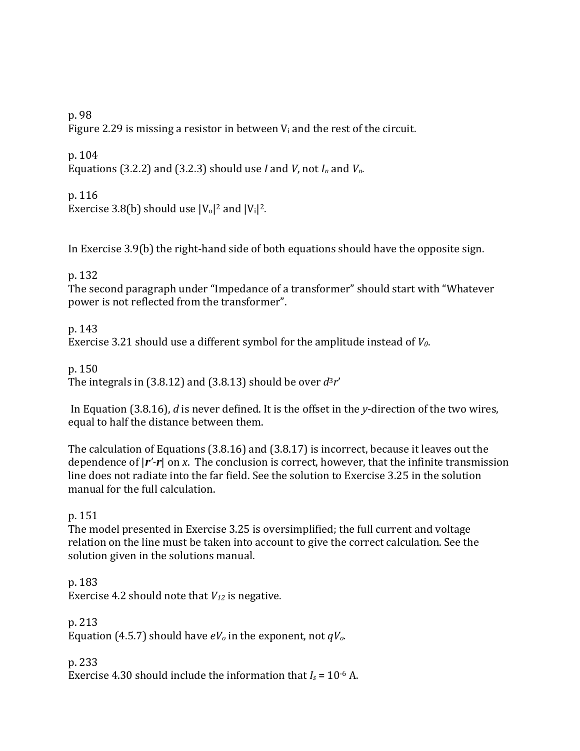p. 98
Figure 2.29 is missing a resistor in between $V_i$ and the rest of the circuit.

p. 104
Equations (3.2.2) and (3.2.3) should use *I* and *V*, not $I_n$ and $V_n$.

p. 116
Exercise 3.8(b) should use $|V_o|^2$ and $|V_i|^2$.

In Exercise 3.9(b) the right-hand side of both equations should have the opposite sign.

p. 132
The second paragraph under "Impedance of a transformer" should start with "Whatever power is not reflected from the transformer".

p. 143
Exercise 3.21 should use a different symbol for the amplitude instead of $V_0$.

p. 150
The integrals in (3.8.12) and (3.8.13) should be over $d^3r'$

In Equation (3.8.16), *d* is never defined. It is the offset in the *y*-direction of the two wires, equal to half the distance between them.

The calculation of Equations (3.8.16) and (3.8.17) is incorrect, because it leaves out the dependence of $|\mathbf{r}'-\mathbf{r}|$ on *x*. The conclusion is correct, however, that the infinite transmission line does not radiate into the far field. See the solution to Exercise 3.25 in the solution manual for the full calculation.

p. 151
The model presented in Exercise 3.25 is oversimplified; the full current and voltage relation on the line must be taken into account to give the correct calculation. See the solution given in the solutions manual.

p. 183
Exercise 4.2 should note that $V_{12}$ is negative.

p. 213
Equation (4.5.7) should have $eV_o$ in the exponent, not $qV_o$.

p. 233
Exercise 4.30 should include the information that $I_s = 10^{-6}$ A.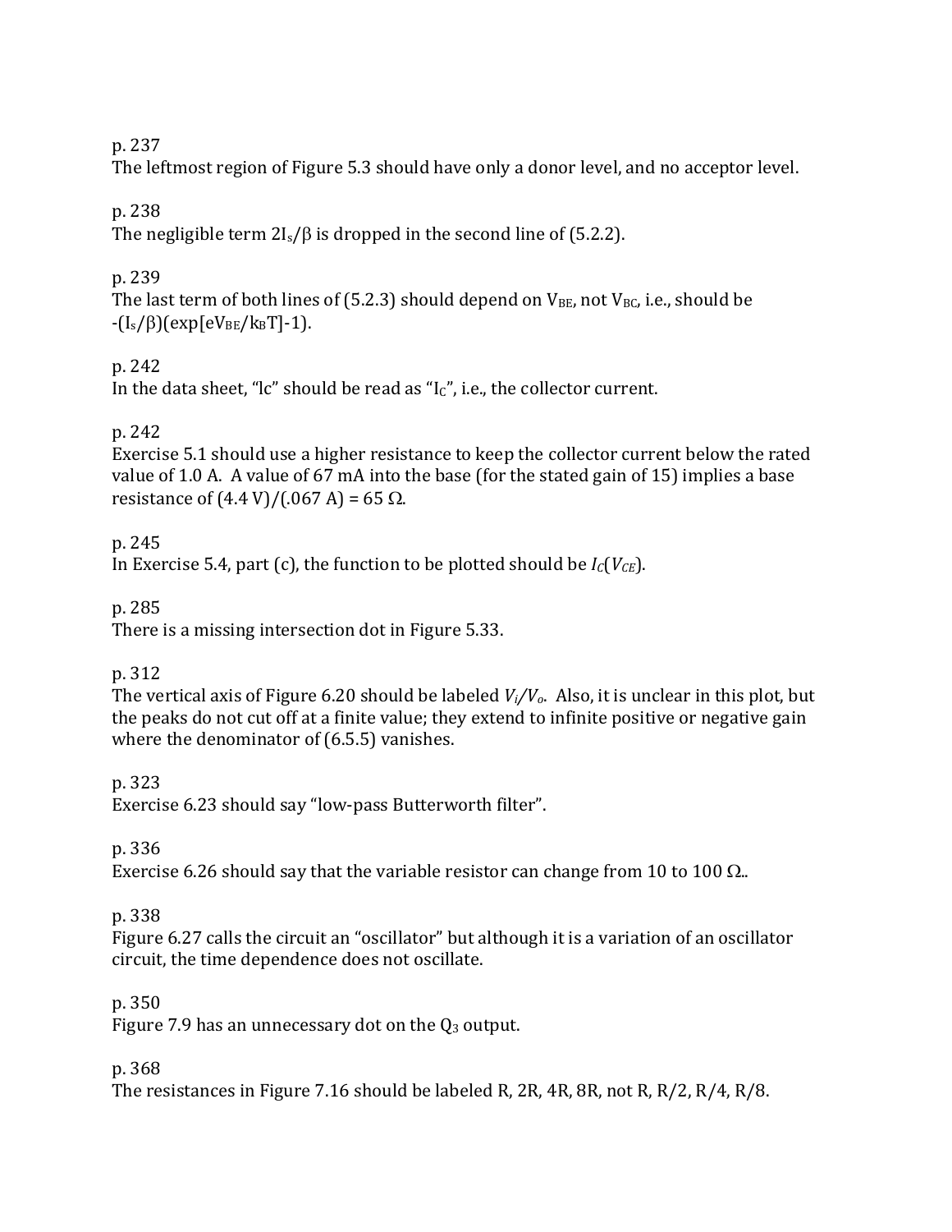p. 237
The leftmost region of Figure 5.3 should have only a donor level, and no acceptor level.

p. 238
The negligible term $2I_s/\beta$ is dropped in the second line of (5.2.2).

p. 239
The last term of both lines of (5.2.3) should depend on $V_{BE}$, not $V_{BC}$, i.e., should be $-(I_s/\beta)(\exp[eV_{BE}/k_BT]-1)$.

p. 242
In the data sheet, "lc" should be read as "$I_C$", i.e., the collector current.

p. 242
Exercise 5.1 should use a higher resistance to keep the collector current below the rated value of 1.0 A. A value of 67 mA into the base (for the stated gain of 15) implies a base resistance of (4.4 V)/(.067 A) = 65 Ω.

p. 245
In Exercise 5.4, part (c), the function to be plotted should be $I_C(V_{CE})$.

p. 285
There is a missing intersection dot in Figure 5.33.

p. 312
The vertical axis of Figure 6.20 should be labeled $V_i/V_o$. Also, it is unclear in this plot, but the peaks do not cut off at a finite value; they extend to infinite positive or negative gain where the denominator of (6.5.5) vanishes.

p. 323
Exercise 6.23 should say "low-pass Butterworth filter".

p. 336
Exercise 6.26 should say that the variable resistor can change from 10 to 100 Ω..

p. 338
Figure 6.27 calls the circuit an "oscillator" but although it is a variation of an oscillator circuit, the time dependence does not oscillate.

p. 350
Figure 7.9 has an unnecessary dot on the $Q_3$ output.

p. 368
The resistances in Figure 7.16 should be labeled R, 2R, 4R, 8R, not R, R/2, R/4, R/8.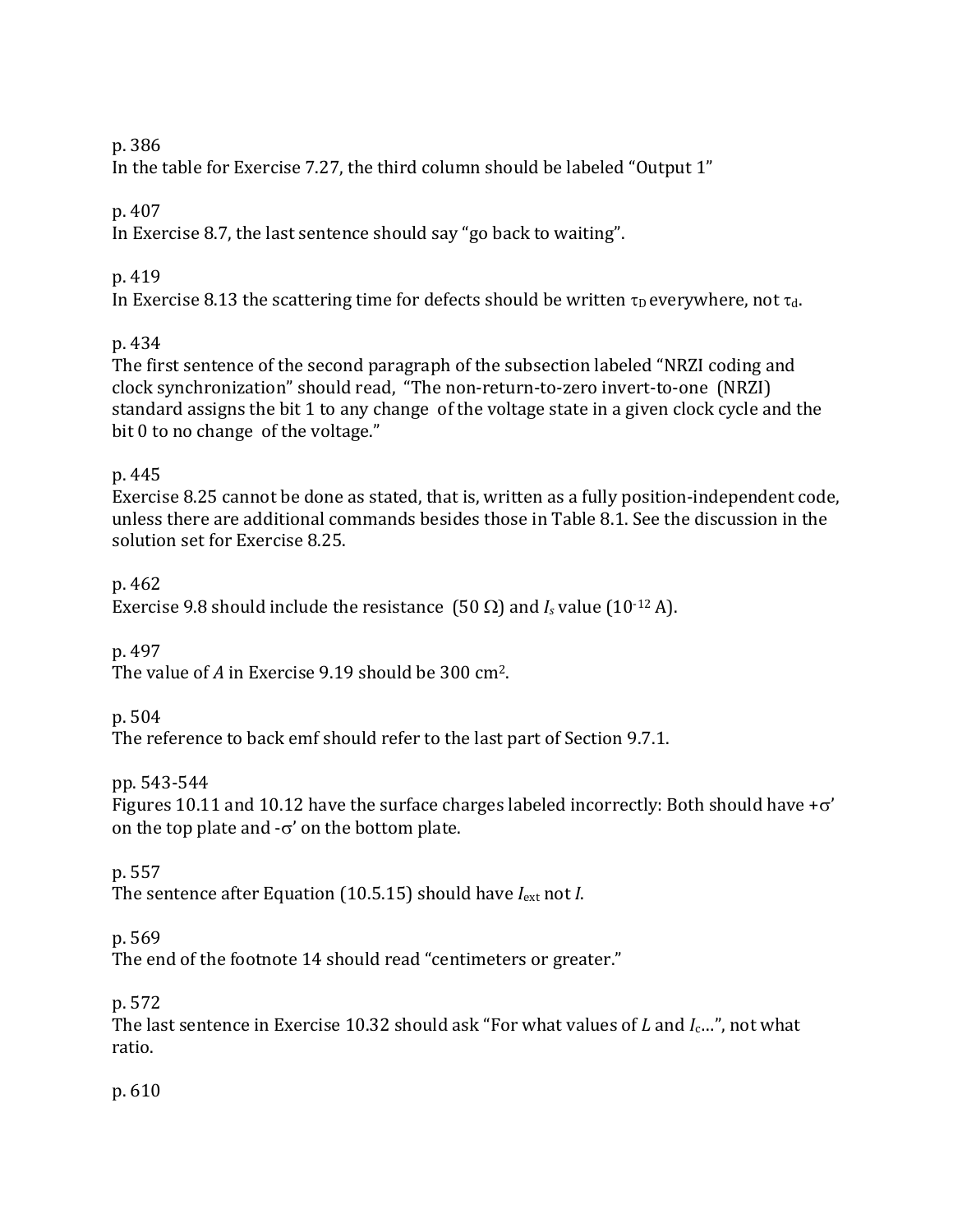p. 386
In the table for Exercise 7.27, the third column should be labeled "Output 1"

p. 407
In Exercise 8.7, the last sentence should say "go back to waiting".

p. 419
In Exercise 8.13 the scattering time for defects should be written $\tau_D$ everywhere, not $\tau_d$.

p. 434
The first sentence of the second paragraph of the subsection labeled "NRZI coding and clock synchronization" should read, "The non-return-to-zero invert-to-one (NRZI) standard assigns the bit 1 to any change of the voltage state in a given clock cycle and the bit 0 to no change of the voltage."

p. 445
Exercise 8.25 cannot be done as stated, that is, written as a fully position-independent code, unless there are additional commands besides those in Table 8.1. See the discussion in the solution set for Exercise 8.25.

p. 462
Exercise 9.8 should include the resistance (50 Ω) and $I_s$ value ($10^{-12}$ A).

p. 497
The value of $A$ in Exercise 9.19 should be 300 $cm^2$.

p. 504
The reference to back emf should refer to the last part of Section 9.7.1.

pp. 543-544
Figures 10.11 and 10.12 have the surface charges labeled incorrectly: Both should have $+\sigma'$ on the top plate and $-\sigma'$ on the bottom plate.

p. 557
The sentence after Equation (10.5.15) should have $I_{ext}$ not $I$.

p. 569
The end of the footnote 14 should read "centimeters or greater."

p. 572
The last sentence in Exercise 10.32 should ask "For what values of $L$ and $I_c$…", not what ratio.

p. 610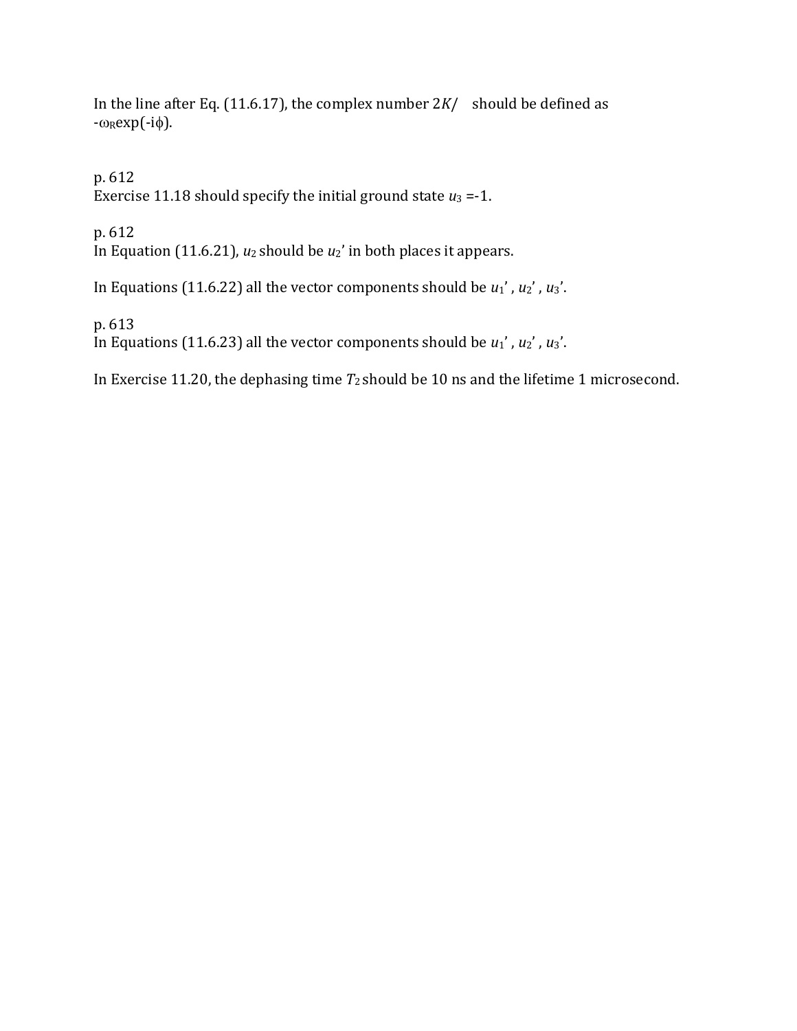In the line after Eq. (11.6.17), the complex number $2K/$ should be defined as $-\omega_R\exp(-i\phi)$.

p. 612
Exercise 11.18 should specify the initial ground state $u_3$ =-1.

p. 612
In Equation (11.6.21), $u_2$ should be $u_2'$ in both places it appears.

In Equations (11.6.22) all the vector components should be $u_1'$ , $u_2'$ , $u_3'$.

p. 613
In Equations (11.6.23) all the vector components should be $u_1'$ , $u_2'$ , $u_3'$.

In Exercise 11.20, the dephasing time $T_2$ should be 10 ns and the lifetime 1 microsecond.